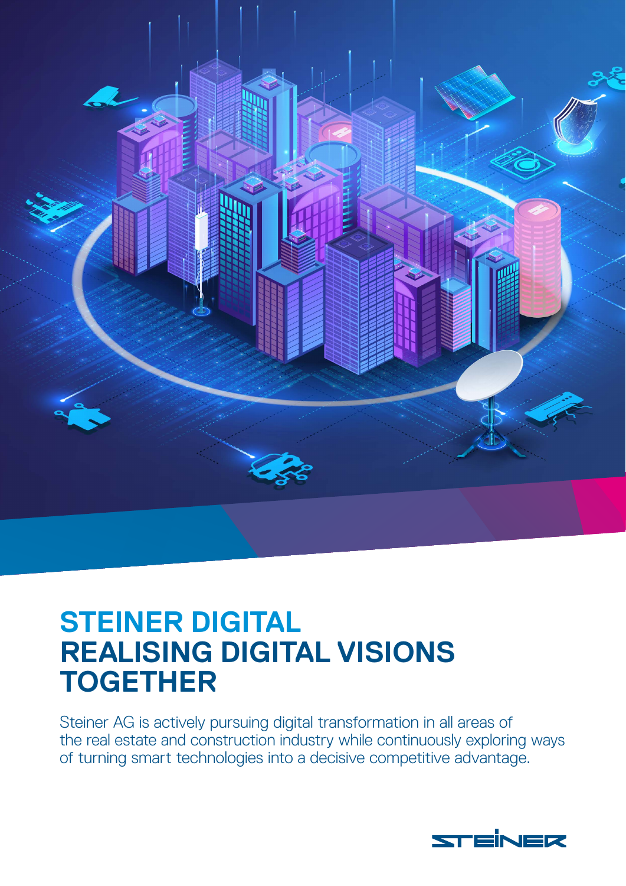# STEINER DIGITAL
# REALISING DIGITAL VISIONS TOGETHER

Steiner AG is actively pursuing digital transformation in all areas of the real estate and construction industry while continuously exploring ways of turning smart technologies into a decisive competitive advantage.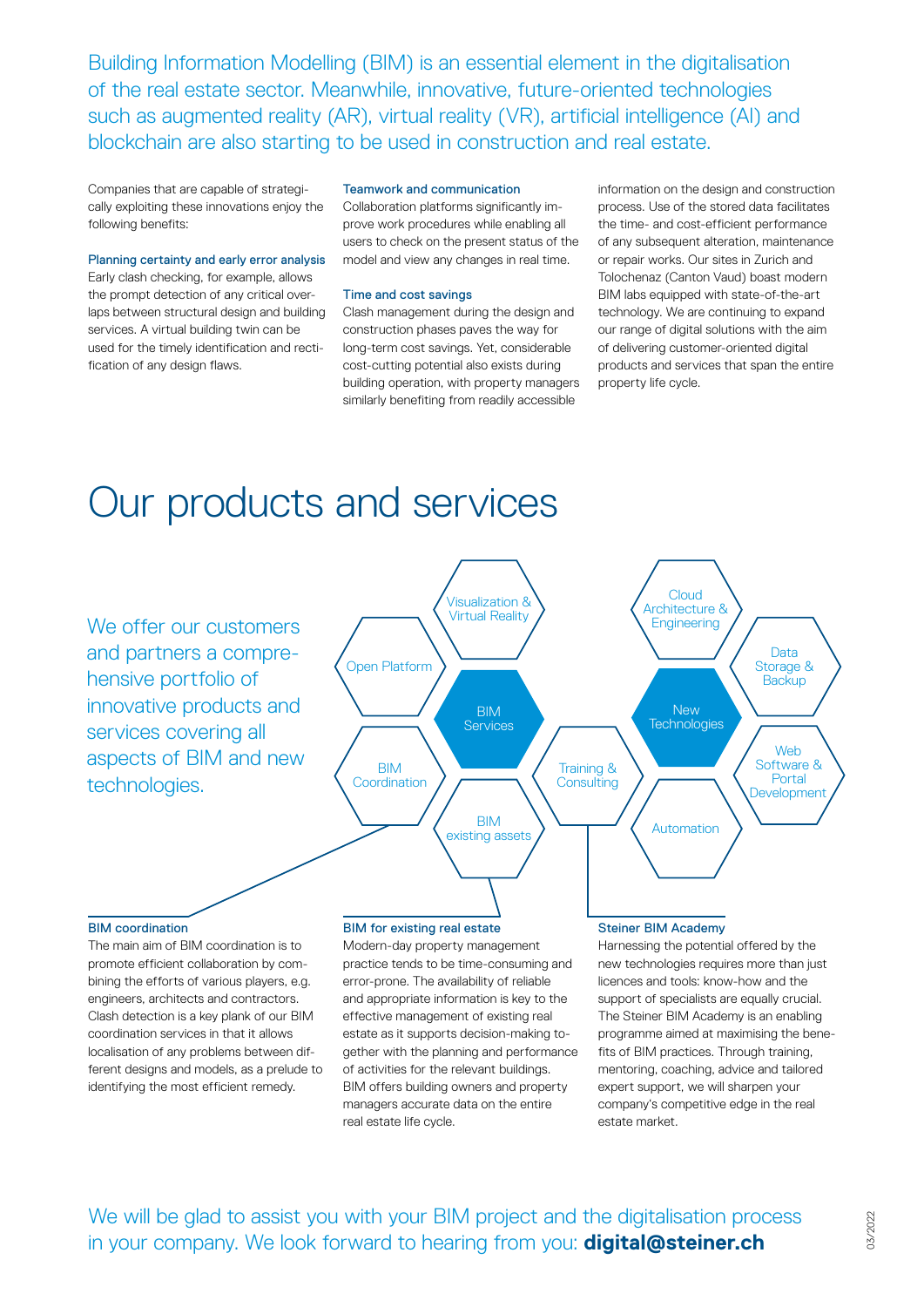Building Information Modelling (BIM) is an essential element in the digitalisation of the real estate sector. Meanwhile, innovative, future-oriented technologies such as augmented reality (AR), virtual reality (VR), artificial intelligence (AI) and blockchain are also starting to be used in construction and real estate.

Companies that are capable of strategically exploiting these innovations enjoy the following benefits:

**Planning certainty and early error analysis**
Early clash checking, for example, allows the prompt detection of any critical overlaps between structural design and building services. A virtual building twin can be used for the timely identification and rectification of any design flaws.

**Teamwork and communication**
Collaboration platforms significantly improve work procedures while enabling all users to check on the present status of the model and view any changes in real time.

**Time and cost savings**
Clash management during the design and construction phases paves the way for long-term cost savings. Yet, considerable cost-cutting potential also exists during building operation, with property managers similarly benefiting from readily accessible information on the design and construction process. Use of the stored data facilitates the time- and cost-efficient performance of any subsequent alteration, maintenance or repair works. Our sites in Zurich and Tolochenaz (Canton Vaud) boast modern BIM labs equipped with state-of-the-art technology. We are continuing to expand our range of digital solutions with the aim of delivering customer-oriented digital products and services that span the entire property life cycle.

# Our products and services

We offer our customers and partners a comprehensive portfolio of innovative products and services covering all aspects of BIM and new technologies.

Visualization & Virtual Reality
Open Platform
BIM Services
BIM Coordination
BIM existing assets
Training & Consulting
Cloud Architecture & Engineering
Data Storage & Backup
New Technologies
Web Software & Portal Development
Automation

**BIM coordination**
The main aim of BIM coordination is to promote efficient collaboration by combining the efforts of various players, e.g. engineers, architects and contractors. Clash detection is a key plank of our BIM coordination services in that it allows localisation of any problems between different designs and models, as a prelude to identifying the most efficient remedy.

**BIM for existing real estate**
Modern-day property management practice tends to be time-consuming and error-prone. The availability of reliable and appropriate information is key to the effective management of existing real estate as it supports decision-making together with the planning and performance of activities for the relevant buildings. BIM offers building owners and property managers accurate data on the entire real estate life cycle.

**Steiner BIM Academy**
Harnessing the potential offered by the new technologies requires more than just licences and tools: know-how and the support of specialists are equally crucial. The Steiner BIM Academy is an enabling programme aimed at maximising the benefits of BIM practices. Through training, mentoring, coaching, advice and tailored expert support, we will sharpen your company's competitive edge in the real estate market.

We will be glad to assist you with your BIM project and the digitalisation process in your company. We look forward to hearing from you: **digital@steiner.ch**

03/2022